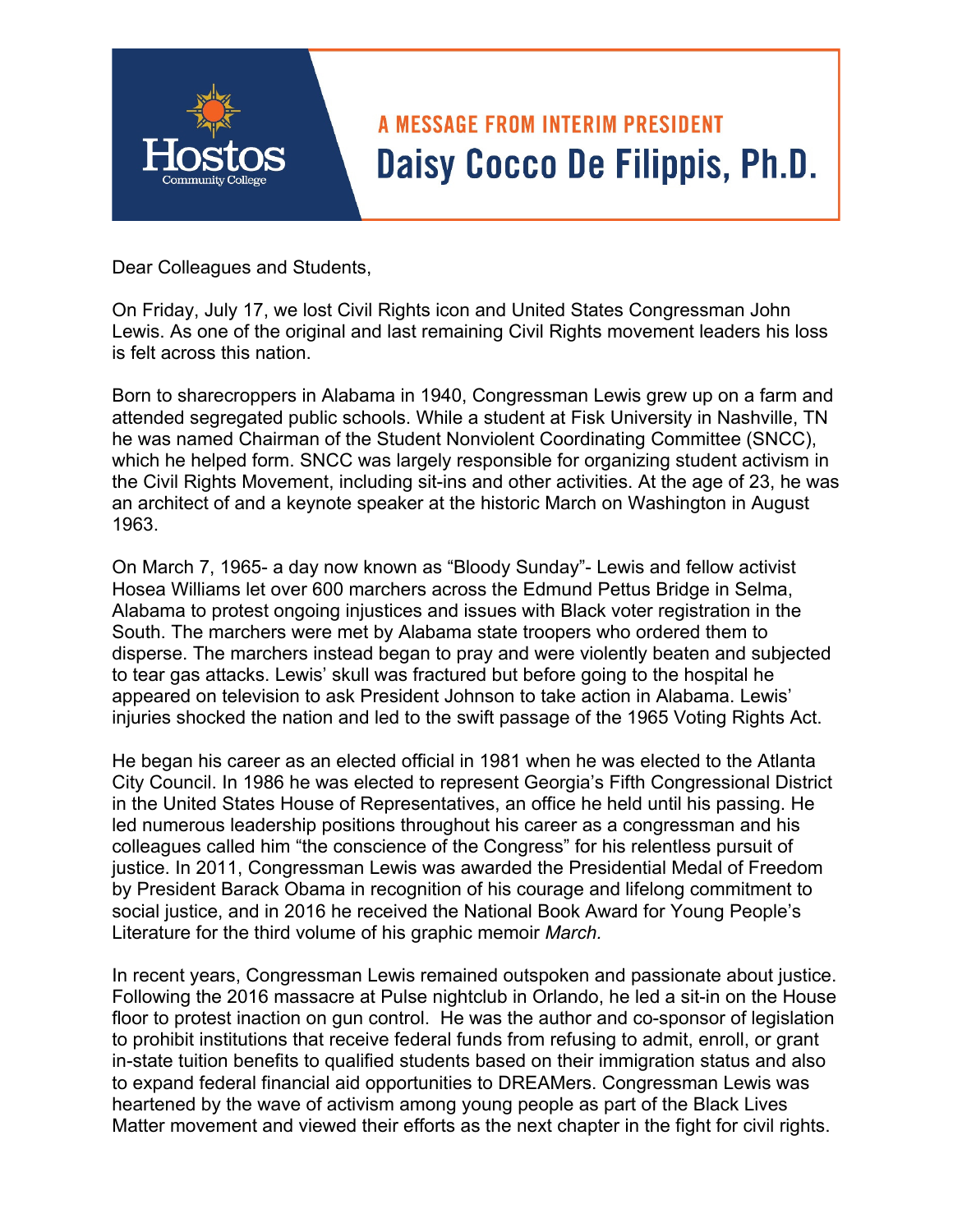Hostos Community College

## A MESSAGE FROM INTERIM PRESIDENT

# Daisy Cocco De Filippis, Ph.D.

Dear Colleagues and Students,

On Friday, July 17, we lost Civil Rights icon and United States Congressman John Lewis. As one of the original and last remaining Civil Rights movement leaders his loss is felt across this nation.

Born to sharecroppers in Alabama in 1940, Congressman Lewis grew up on a farm and attended segregated public schools. While a student at Fisk University in Nashville, TN he was named Chairman of the Student Nonviolent Coordinating Committee (SNCC), which he helped form. SNCC was largely responsible for organizing student activism in the Civil Rights Movement, including sit-ins and other activities. At the age of 23, he was an architect of and a keynote speaker at the historic March on Washington in August 1963.

On March 7, 1965- a day now known as "Bloody Sunday"- Lewis and fellow activist Hosea Williams let over 600 marchers across the Edmund Pettus Bridge in Selma, Alabama to protest ongoing injustices and issues with Black voter registration in the South. The marchers were met by Alabama state troopers who ordered them to disperse. The marchers instead began to pray and were violently beaten and subjected to tear gas attacks. Lewis' skull was fractured but before going to the hospital he appeared on television to ask President Johnson to take action in Alabama. Lewis' injuries shocked the nation and led to the swift passage of the 1965 Voting Rights Act.

He began his career as an elected official in 1981 when he was elected to the Atlanta City Council. In 1986 he was elected to represent Georgia's Fifth Congressional District in the United States House of Representatives, an office he held until his passing. He led numerous leadership positions throughout his career as a congressman and his colleagues called him "the conscience of the Congress" for his relentless pursuit of justice. In 2011, Congressman Lewis was awarded the Presidential Medal of Freedom by President Barack Obama in recognition of his courage and lifelong commitment to social justice, and in 2016 he received the National Book Award for Young People's Literature for the third volume of his graphic memoir *March.*

In recent years, Congressman Lewis remained outspoken and passionate about justice. Following the 2016 massacre at Pulse nightclub in Orlando, he led a sit-in on the House floor to protest inaction on gun control. He was the author and co-sponsor of legislation to prohibit institutions that receive federal funds from refusing to admit, enroll, or grant in-state tuition benefits to qualified students based on their immigration status and also to expand federal financial aid opportunities to DREAMers. Congressman Lewis was heartened by the wave of activism among young people as part of the Black Lives Matter movement and viewed their efforts as the next chapter in the fight for civil rights.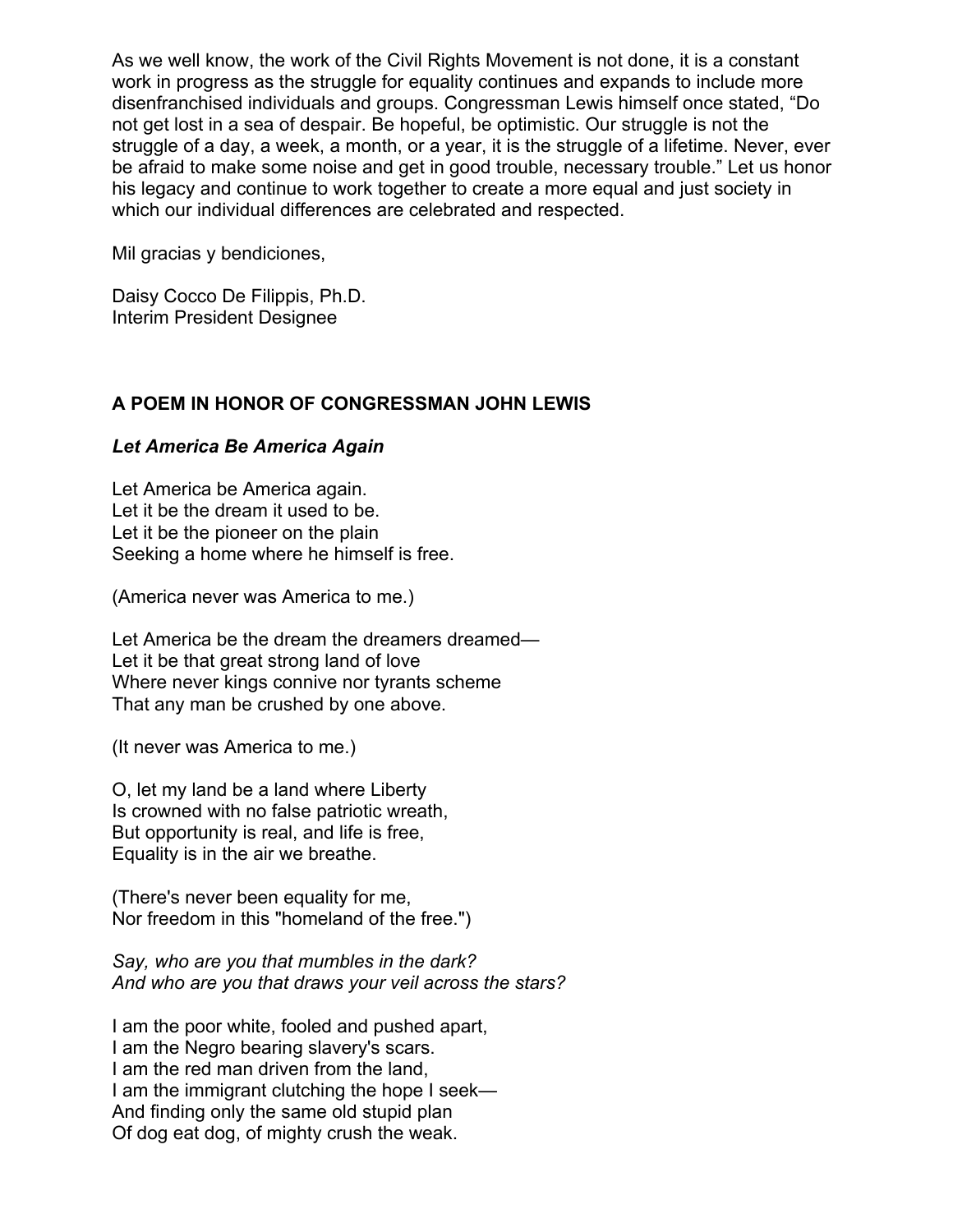As we well know, the work of the Civil Rights Movement is not done, it is a constant work in progress as the struggle for equality continues and expands to include more disenfranchised individuals and groups. Congressman Lewis himself once stated, “Do not get lost in a sea of despair. Be hopeful, be optimistic. Our struggle is not the struggle of a day, a week, a month, or a year, it is the struggle of a lifetime. Never, ever be afraid to make some noise and get in good trouble, necessary trouble.” Let us honor his legacy and continue to work together to create a more equal and just society in which our individual differences are celebrated and respected.

Mil gracias y bendiciones,

Daisy Cocco De Filippis, Ph.D.  
Interim President Designee

**A POEM IN HONOR OF CONGRESSMAN JOHN LEWIS**

***Let America Be America Again***

Let America be America again.  
Let it be the dream it used to be.  
Let it be the pioneer on the plain  
Seeking a home where he himself is free.

(America never was America to me.)

Let America be the dream the dreamers dreamed—  
Let it be that great strong land of love  
Where never kings connive nor tyrants scheme  
That any man be crushed by one above.

(It never was America to me.)

O, let my land be a land where Liberty  
Is crowned with no false patriotic wreath,  
But opportunity is real, and life is free,  
Equality is in the air we breathe.

(There's never been equality for me,  
Nor freedom in this "homeland of the free.")

*Say, who are you that mumbles in the dark?*  
*And who are you that draws your veil across the stars?*

I am the poor white, fooled and pushed apart,  
I am the Negro bearing slavery's scars.  
I am the red man driven from the land,  
I am the immigrant clutching the hope I seek—  
And finding only the same old stupid plan  
Of dog eat dog, of mighty crush the weak.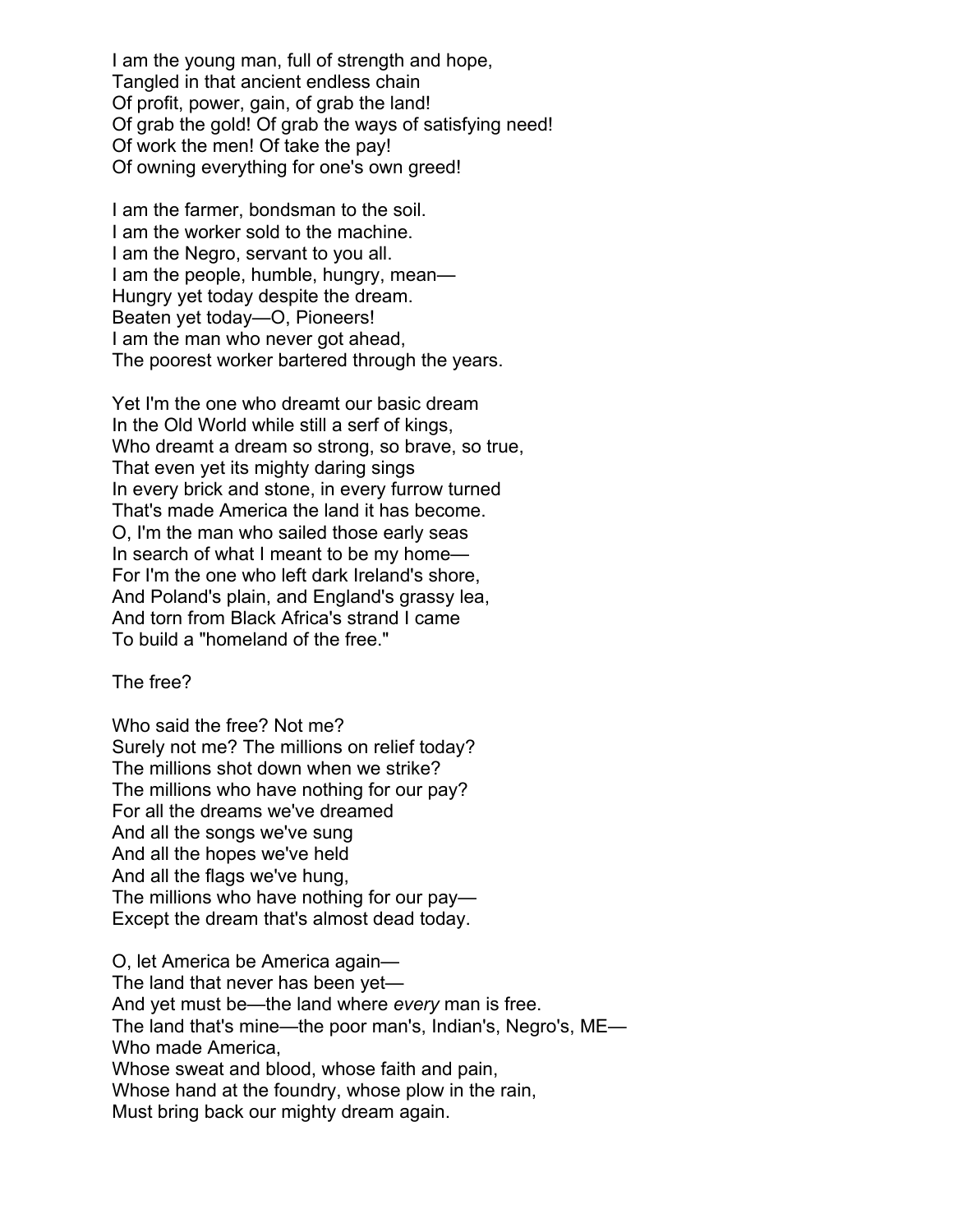I am the young man, full of strength and hope,
Tangled in that ancient endless chain
Of profit, power, gain, of grab the land!
Of grab the gold! Of grab the ways of satisfying need!
Of work the men! Of take the pay!
Of owning everything for one's own greed!

I am the farmer, bondsman to the soil.
I am the worker sold to the machine.
I am the Negro, servant to you all.
I am the people, humble, hungry, mean—
Hungry yet today despite the dream.
Beaten yet today—O, Pioneers!
I am the man who never got ahead,
The poorest worker bartered through the years.

Yet I'm the one who dreamt our basic dream
In the Old World while still a serf of kings,
Who dreamt a dream so strong, so brave, so true,
That even yet its mighty daring sings
In every brick and stone, in every furrow turned
That's made America the land it has become.
O, I'm the man who sailed those early seas
In search of what I meant to be my home—
For I'm the one who left dark Ireland's shore,
And Poland's plain, and England's grassy lea,
And torn from Black Africa's strand I came
To build a "homeland of the free."

The free?

Who said the free? Not me?
Surely not me? The millions on relief today?
The millions shot down when we strike?
The millions who have nothing for our pay?
For all the dreams we've dreamed
And all the songs we've sung
And all the hopes we've held
And all the flags we've hung,
The millions who have nothing for our pay—
Except the dream that's almost dead today.

O, let America be America again—
The land that never has been yet—
And yet must be—the land where *every* man is free.
The land that's mine—the poor man's, Indian's, Negro's, ME—
Who made America,
Whose sweat and blood, whose faith and pain,
Whose hand at the foundry, whose plow in the rain,
Must bring back our mighty dream again.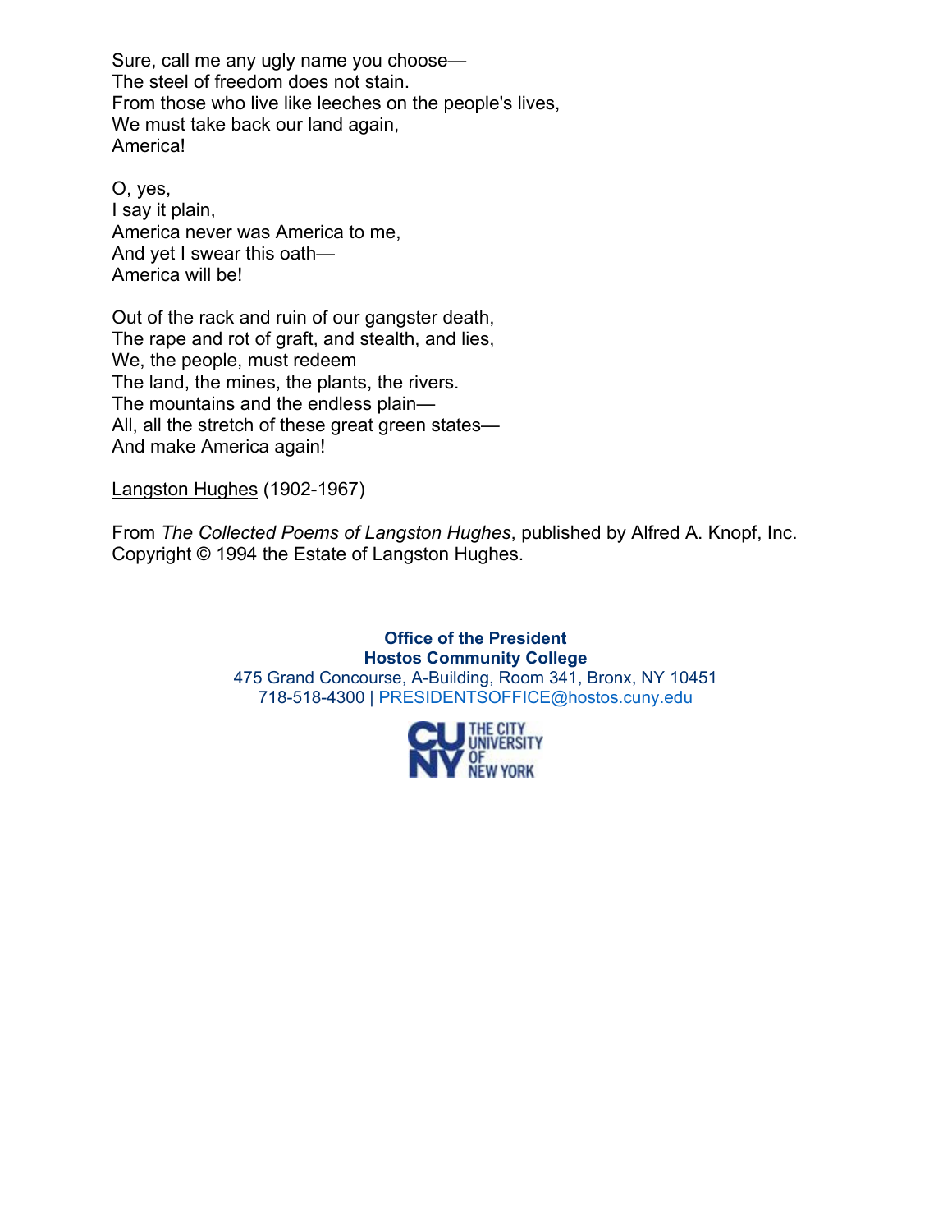Sure, call me any ugly name you choose—
The steel of freedom does not stain.
From those who live like leeches on the people's lives,
We must take back our land again,
America!

O, yes,
I say it plain,
America never was America to me,
And yet I swear this oath—
America will be!

Out of the rack and ruin of our gangster death,
The rape and rot of graft, and stealth, and lies,
We, the people, must redeem
The land, the mines, the plants, the rivers.
The mountains and the endless plain—
All, all the stretch of these great green states—
And make America again!

Langston Hughes (1902-1967)

From *The Collected Poems of Langston Hughes*, published by Alfred A. Knopf, Inc. Copyright © 1994 the Estate of Langston Hughes.

**Office of the President**
**Hostos Community College**
475 Grand Concourse, A-Building, Room 341, Bronx, NY 10451
718-518-4300 | PRESIDENTSOFFICE@hostos.cuny.edu

THE CITY UNIVERSITY OF NEW YORK